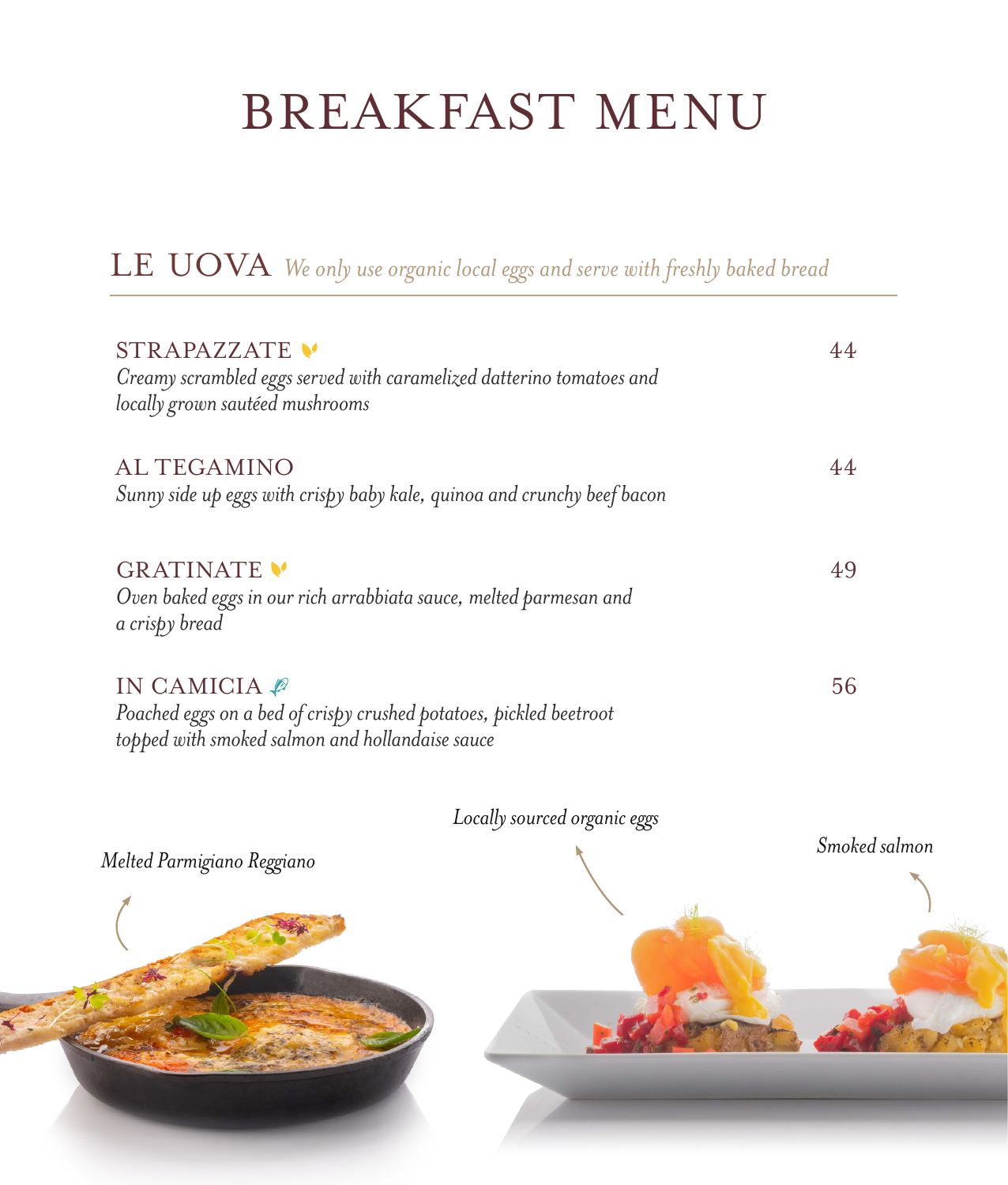# BREAKFAST MENU

## LE UOVA *We only use organic local eggs and serve with freshly baked bread*

### STRAPAZZATE — 44

*Creamy scrambled eggs served with caramelized datterino tomatoes and locally grown sautéed mushrooms*

### AL TEGAMINO — 44

*Sunny side up eggs with crispy baby kale, quinoa and crunchy beef bacon*

### GRATINATE — 49

*Oven baked eggs in our rich arrabbiata sauce, melted parmesan and a crispy bread*

### IN CAMICIA — 56

*Poached eggs on a bed of crispy crushed potatoes, pickled beetroot topped with smoked salmon and hollandaise sauce*

*Melted Parmigiano Reggiano*

*Locally sourced organic eggs*

*Smoked salmon*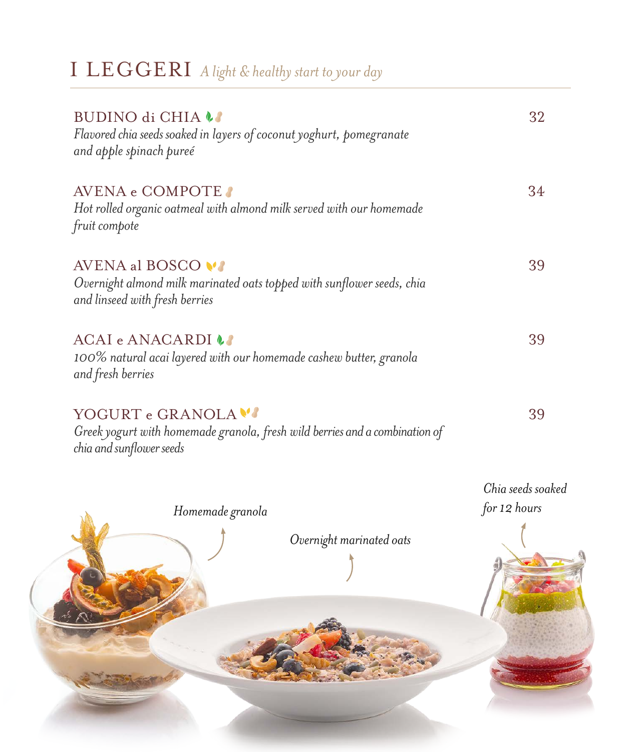# I LEGGERI *A light & healthy start to your day*

**BUDINO di CHIA** — 32

*Flavored chia seeds soaked in layers of coconut yoghurt, pomegranate and apple spinach pureé*

**AVENA e COMPOTE** — 34

*Hot rolled organic oatmeal with almond milk served with our homemade fruit compote*

**AVENA al BOSCO** — 39

*Overnight almond milk marinated oats topped with sunflower seeds, chia and linseed with fresh berries*

**ACAI e ANACARDI** — 39

*100% natural acai layered with our homemade cashew butter, granola and fresh berries*

**YOGURT e GRANOLA** — 39

*Greek yogurt with homemade granola, fresh wild berries and a combination of chia and sunflower seeds*

*Homemade granola*

*Overnight marinated oats*

*Chia seeds soaked for 12 hours*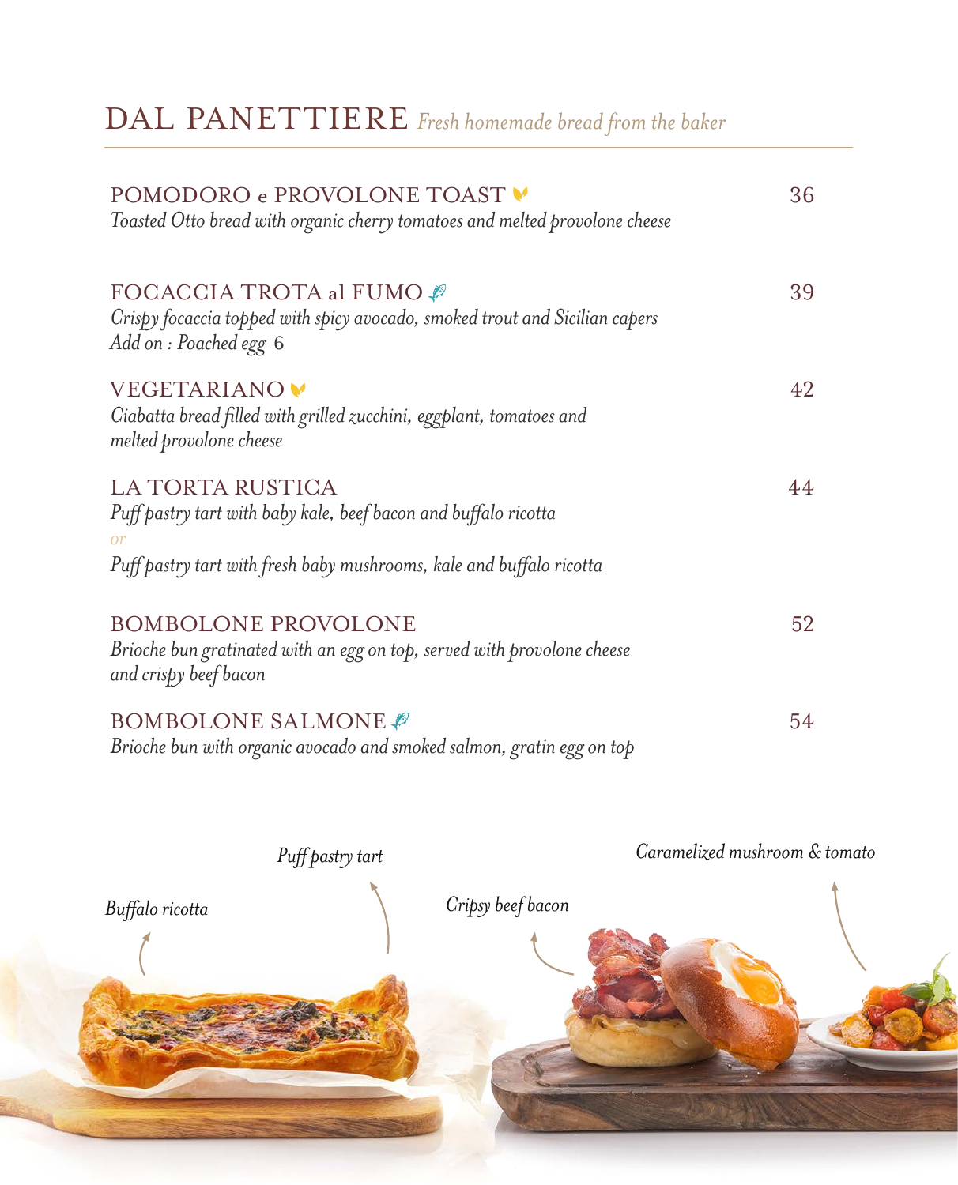# DAL PANETTIERE *Fresh homemade bread from the baker*

**POMODORO e PROVOLONE TOAST** — 36
*Toasted Otto bread with organic cherry tomatoes and melted provolone cheese*

**FOCACCIA TROTA al FUMO** — 39
*Crispy focaccia topped with spicy avocado, smoked trout and Sicilian capers*
*Add on : Poached egg* 6

**VEGETARIANO** — 42
*Ciabatta bread filled with grilled zucchini, eggplant, tomatoes and melted provolone cheese*

**LA TORTA RUSTICA** — 44
*Puff pastry tart with baby kale, beef bacon and buffalo ricotta*
*or*
*Puff pastry tart with fresh baby mushrooms, kale and buffalo ricotta*

**BOMBOLONE PROVOLONE** — 52
*Brioche bun gratinated with an egg on top, served with provolone cheese and crispy beef bacon*

**BOMBOLONE SALMONE** — 54
*Brioche bun with organic avocado and smoked salmon, gratin egg on top*

*Puff pastry tart*

*Caramelized mushroom & tomato*

*Buffalo ricotta*

*Cripsy beef bacon*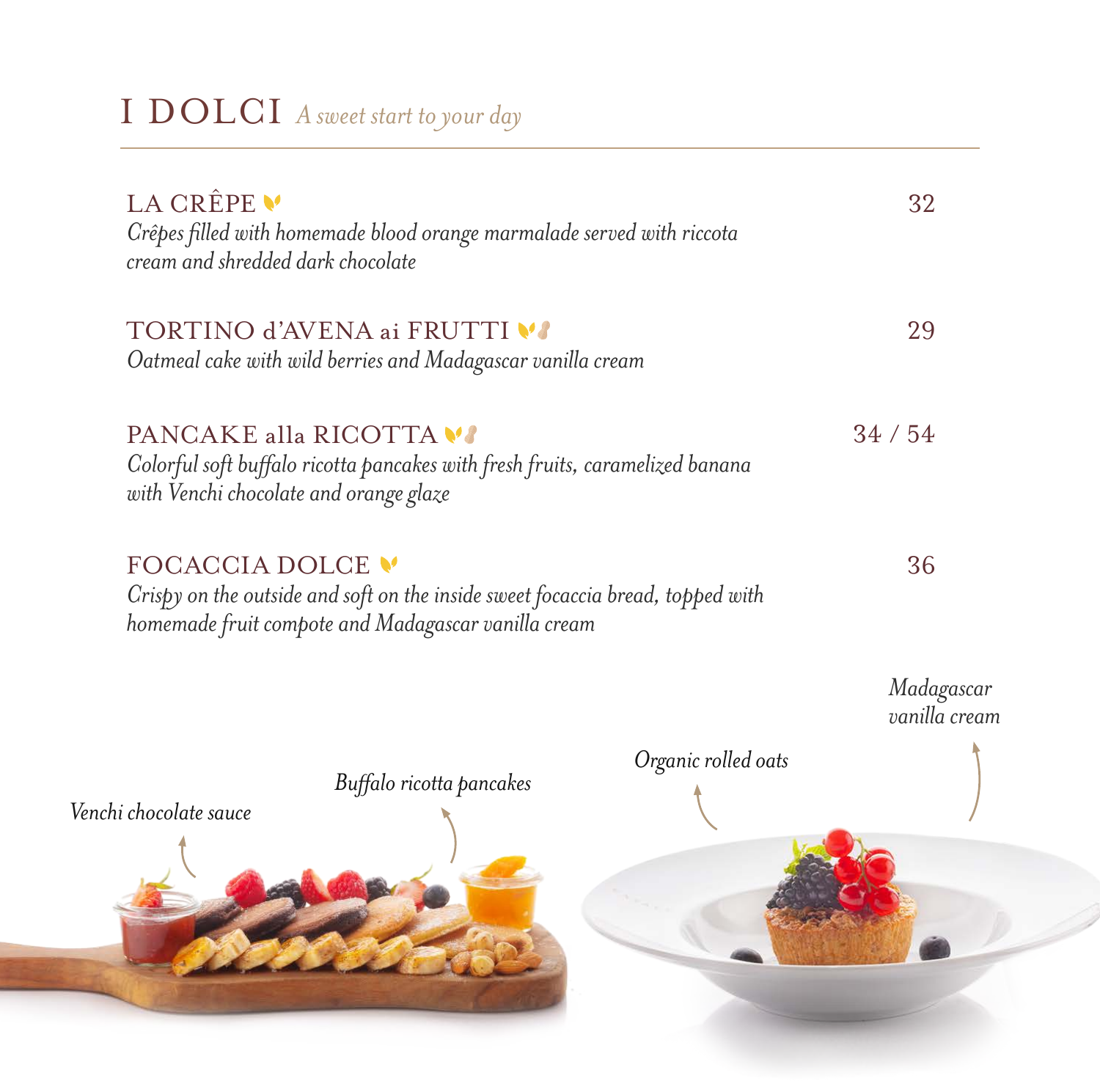# I DOLCI *A sweet start to your day*

**LA CRÊPE** — 32

*Crêpes filled with homemade blood orange marmalade served with riccota cream and shredded dark chocolate*

**TORTINO d'AVENA ai FRUTTI** — 29

*Oatmeal cake with wild berries and Madagascar vanilla cream*

**PANCAKE alla RICOTTA** — 34 / 54

*Colorful soft buffalo ricotta pancakes with fresh fruits, caramelized banana with Venchi chocolate and orange glaze*

**FOCACCIA DOLCE** — 36

*Crispy on the outside and soft on the inside sweet focaccia bread, topped with homemade fruit compote and Madagascar vanilla cream*

*Madagascar vanilla cream*

*Organic rolled oats*

*Buffalo ricotta pancakes*

*Venchi chocolate sauce*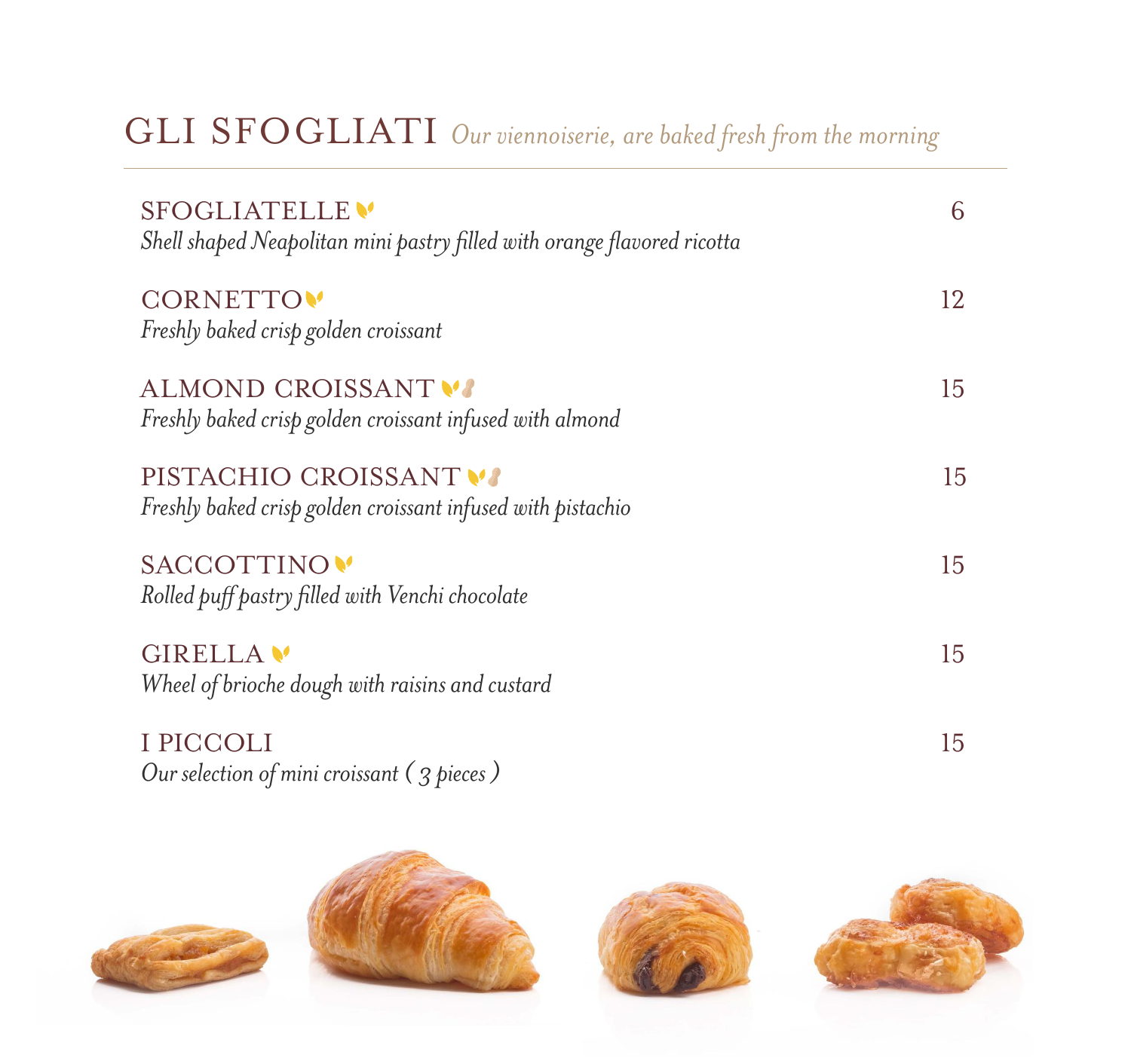## GLI SFOGLIATI *Our viennoiserie, are baked fresh from the morning*

**SFOGLIATELLE** — 6
*Shell shaped Neapolitan mini pastry filled with orange flavored ricotta*

**CORNETTO** — 12
*Freshly baked crisp golden croissant*

**ALMOND CROISSANT** — 15
*Freshly baked crisp golden croissant infused with almond*

**PISTACHIO CROISSANT** — 15
*Freshly baked crisp golden croissant infused with pistachio*

**SACCOTTINO** — 15
*Rolled puff pastry filled with Venchi chocolate*

**GIRELLA** — 15
*Wheel of brioche dough with raisins and custard*

**I PICCOLI** — 15
*Our selection of mini croissant ( 3 pieces )*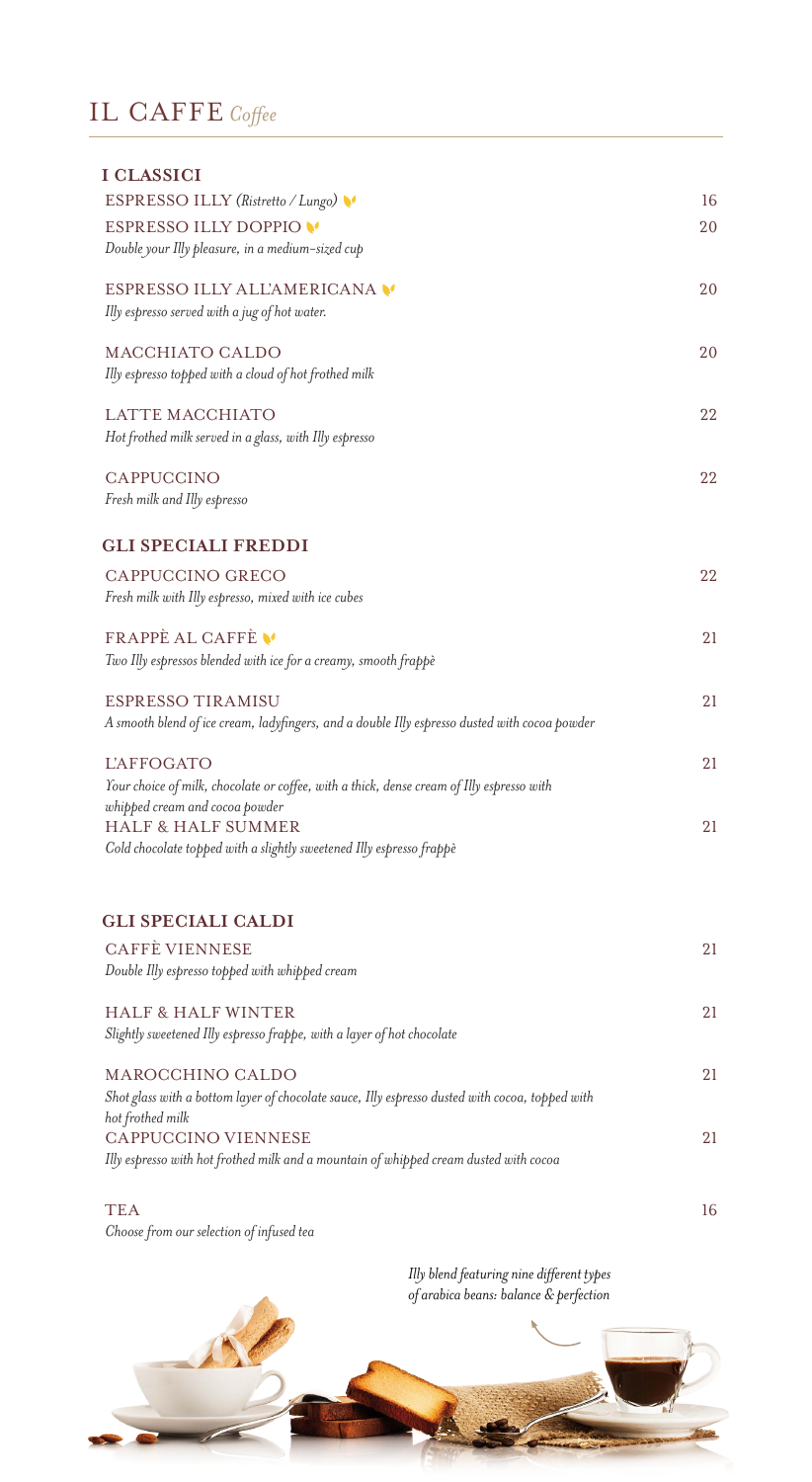# IL CAFFE *Coffee*

## I CLASSICI

| | |
|---|---|
| ESPRESSO ILLY *(Ristretto / Lungo)* | 16 |
| ESPRESSO ILLY DOPPIO<br>*Double your Illy pleasure, in a medium-sized cup* | 20 |
| ESPRESSO ILLY ALL'AMERICANA<br>*Illy espresso served with a jug of hot water.* | 20 |
| MACCHIATO CALDO<br>*Illy espresso topped with a cloud of hot frothed milk* | 20 |
| LATTE MACCHIATO<br>*Hot frothed milk served in a glass, with Illy espresso* | 22 |
| CAPPUCCINO<br>*Fresh milk and Illy espresso* | 22 |

## GLI SPECIALI FREDDI

| | |
|---|---|
| CAPPUCCINO GRECO<br>*Fresh milk with Illy espresso, mixed with ice cubes* | 22 |
| FRAPPÈ AL CAFFÈ<br>*Two Illy espressos blended with ice for a creamy, smooth frappè* | 21 |
| ESPRESSO TIRAMISU<br>*A smooth blend of ice cream, ladyfingers, and a double Illy espresso dusted with cocoa powder* | 21 |
| L'AFFOGATO<br>*Your choice of milk, chocolate or coffee, with a thick, dense cream of Illy espresso with whipped cream and cocoa powder* | 21 |
| HALF & HALF SUMMER<br>*Cold chocolate topped with a slightly sweetened Illy espresso frappè* | 21 |

## GLI SPECIALI CALDI

| | |
|---|---|
| CAFFÈ VIENNESE<br>*Double Illy espresso topped with whipped cream* | 21 |
| HALF & HALF WINTER<br>*Slightly sweetened Illy espresso frappe, with a layer of hot chocolate* | 21 |
| MAROCCHINO CALDO<br>*Shot glass with a bottom layer of chocolate sauce, Illy espresso dusted with cocoa, topped with hot frothed milk* | 21 |
| CAPPUCCINO VIENNESE<br>*Illy espresso with hot frothed milk and a mountain of whipped cream dusted with cocoa* | 21 |
| TEA<br>*Choose from our selection of infused tea* | 16 |

*Illy blend featuring nine different types of arabica beans: balance & perfection*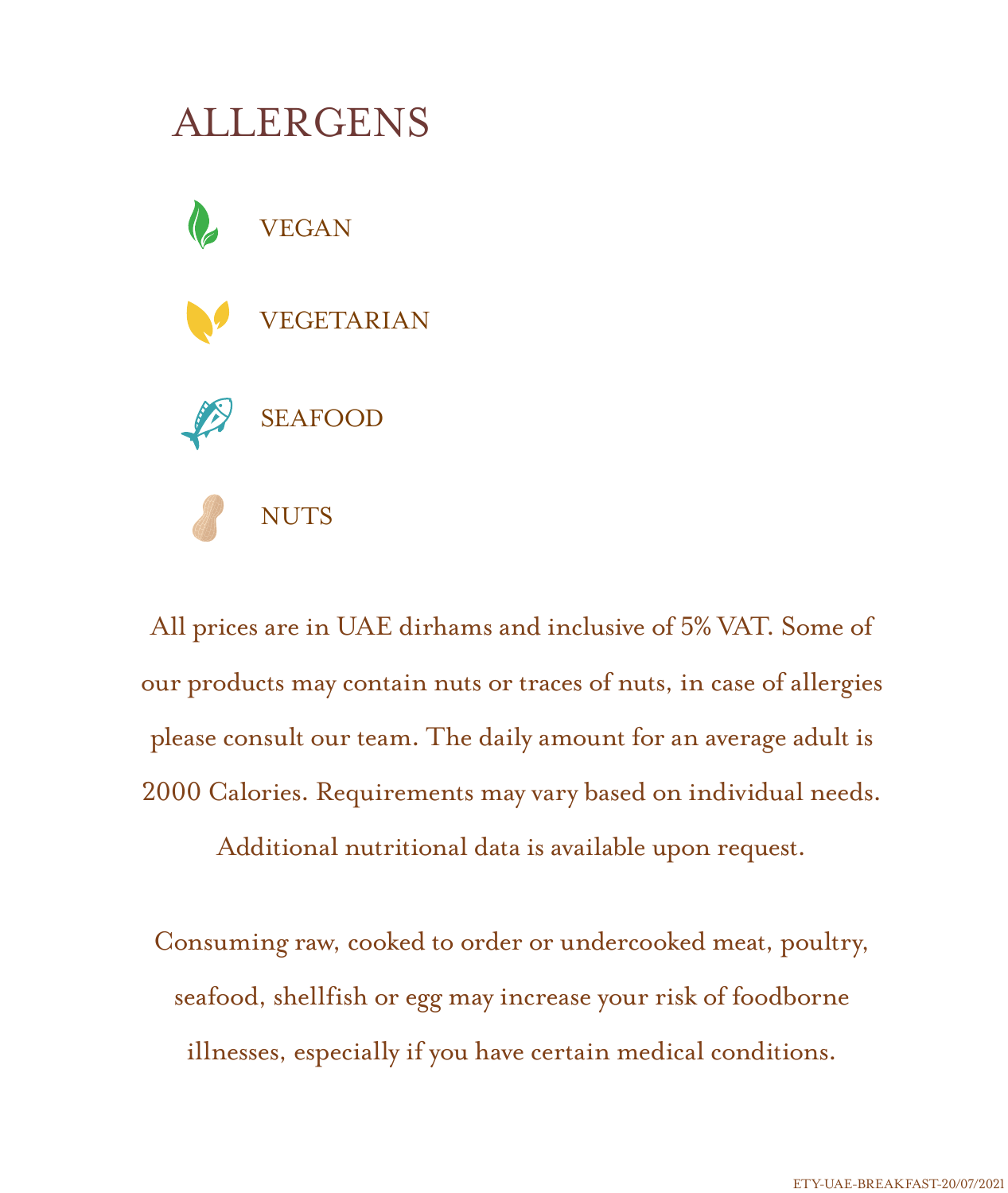# ALLERGENS

- VEGAN
- VEGETARIAN
- SEAFOOD
- NUTS

All prices are in UAE dirhams and inclusive of 5% VAT. Some of our products may contain nuts or traces of nuts, in case of allergies please consult our team. The daily amount for an average adult is 2000 Calories. Requirements may vary based on individual needs. Additional nutritional data is available upon request.

Consuming raw, cooked to order or undercooked meat, poultry, seafood, shellfish or egg may increase your risk of foodborne illnesses, especially if you have certain medical conditions.

ETY-UAE-BREAKFAST-20/07/2021